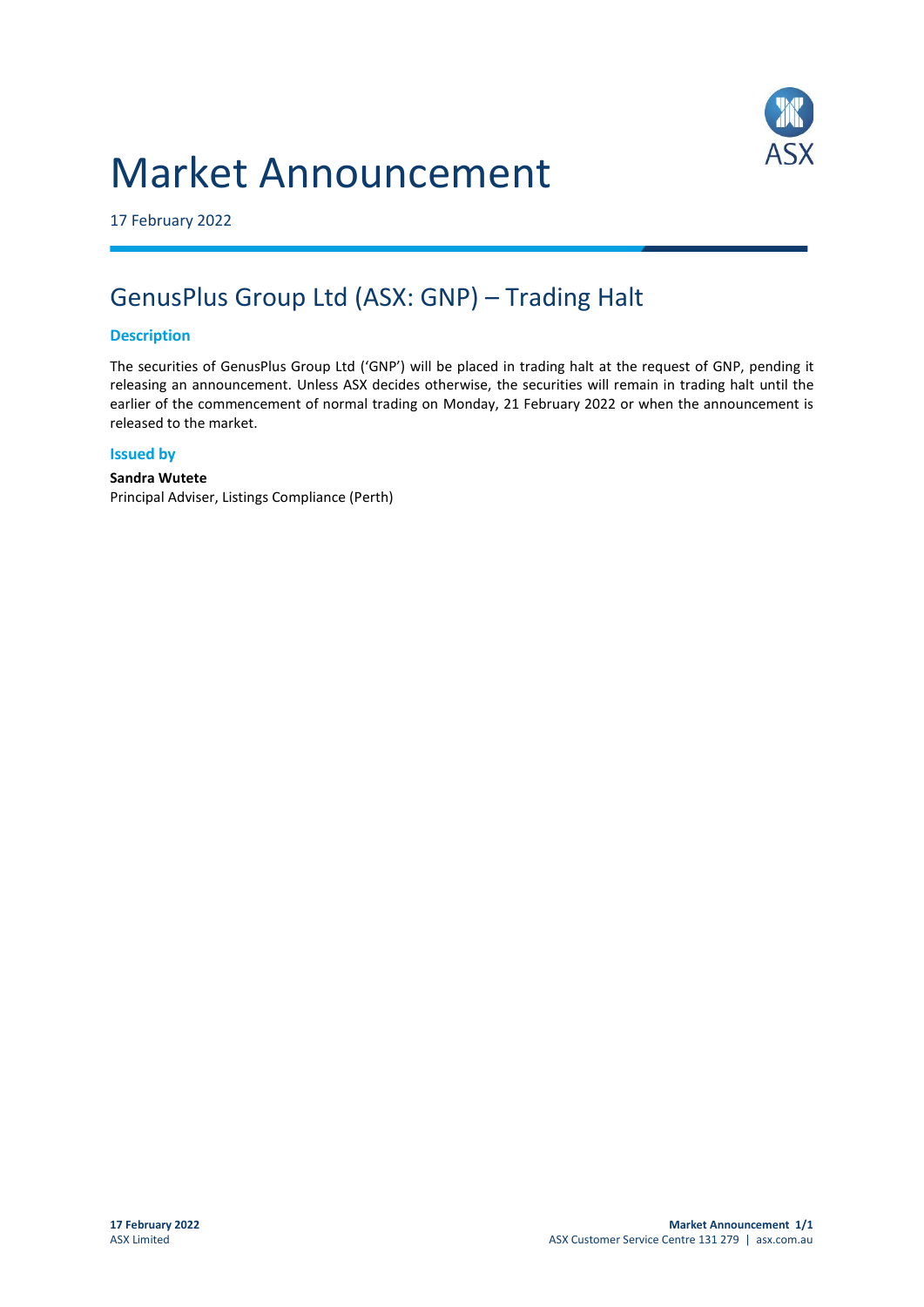# Market Announcement

17 February 2022

## GenusPlus Group Ltd (ASX: GNP) – Trading Halt

### Description

The securities of GenusPlus Group Ltd ('GNP') will be placed in trading halt at the request of GNP, pending it releasing an announcement. Unless ASX decides otherwise, the securities will remain in trading halt until the earlier of the commencement of normal trading on Monday, 21 February 2022 or when the announcement is released to the market.

### Issued by

**Sandra Wutete**
Principal Adviser, Listings Compliance (Perth)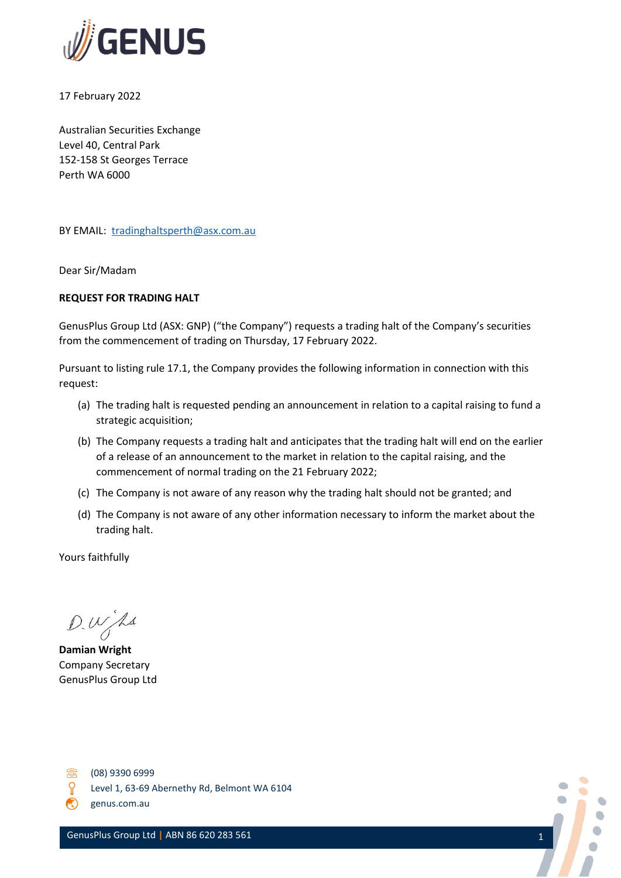17 February 2022

Australian Securities Exchange
Level 40, Central Park
152-158 St Georges Terrace
Perth WA 6000

BY EMAIL: tradinghaltsperth@asx.com.au

Dear Sir/Madam

**REQUEST FOR TRADING HALT**

GenusPlus Group Ltd (ASX: GNP) ("the Company") requests a trading halt of the Company's securities from the commencement of trading on Thursday, 17 February 2022.

Pursuant to listing rule 17.1, the Company provides the following information in connection with this request:

(a) The trading halt is requested pending an announcement in relation to a capital raising to fund a strategic acquisition;

(b) The Company requests a trading halt and anticipates that the trading halt will end on the earlier of a release of an announcement to the market in relation to the capital raising, and the commencement of normal trading on the 21 February 2022;

(c) The Company is not aware of any reason why the trading halt should not be granted; and

(d) The Company is not aware of any other information necessary to inform the market about the trading halt.

Yours faithfully

**Damian Wright**
Company Secretary
GenusPlus Group Ltd

(08) 9390 6999
Level 1, 63-69 Abernethy Rd, Belmont WA 6104
genus.com.au

GenusPlus Group Ltd | ABN 86 620 283 561